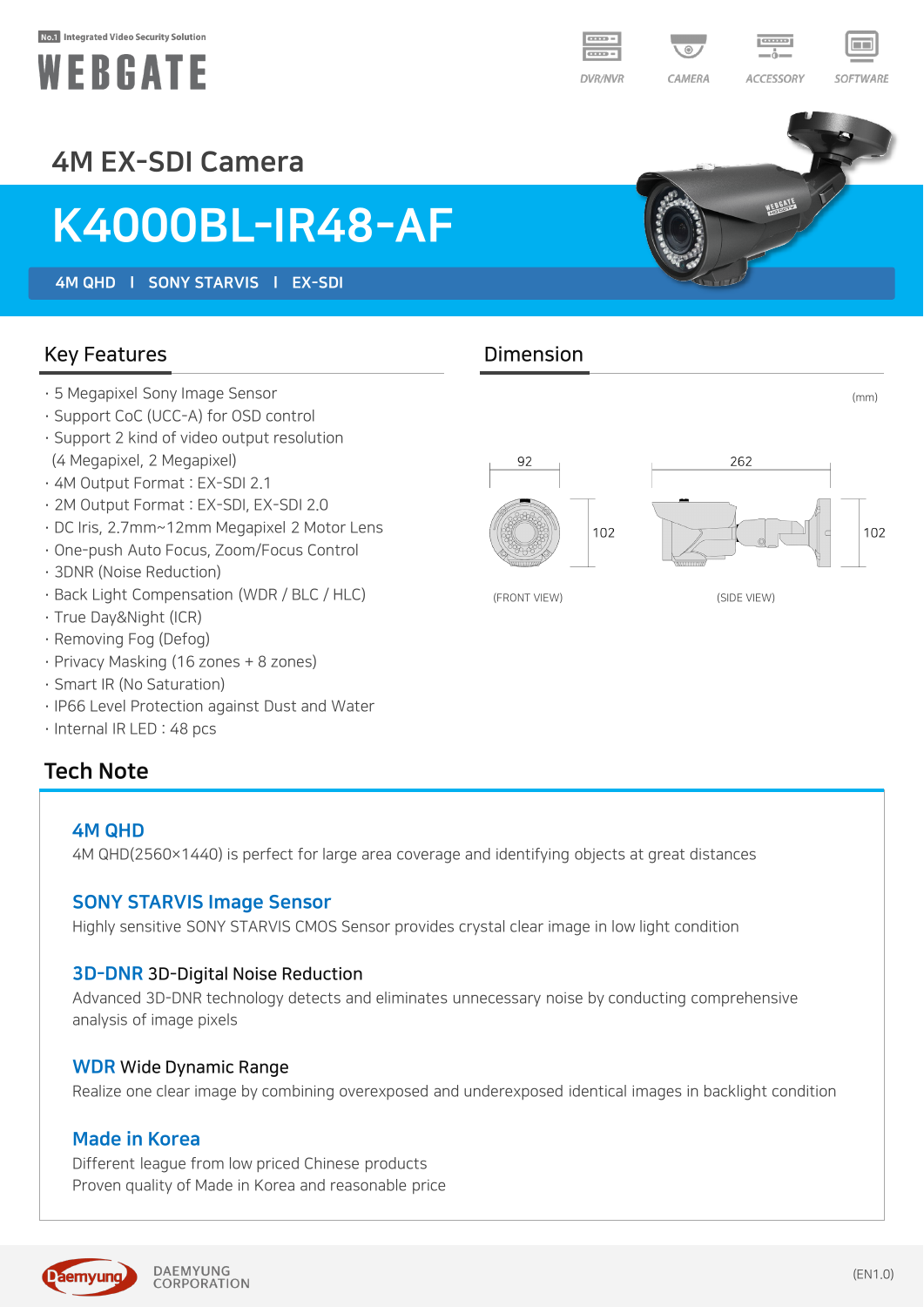No.1 Integrated Video Security Solution

# WEBGATE

DVR/NVR CAMERA ACCESSORY SOFTWARE

## 4M EX-SDI Camera

# K4000BL-IR48-AF

**4M QHD | SONY STARVIS | EX-SDI**

## Key Features

- 5 Megapixel Sony Image Sensor
- Support CoC (UCC-A) for OSD control
- Support 2 kind of video output resolution (4 Megapixel, 2 Megapixel)
- 4M Output Format : EX-SDI 2.1
- 2M Output Format : EX-SDI, EX-SDI 2.0
- DC Iris, 2.7mm~12mm Megapixel 2 Motor Lens
- One-push Auto Focus, Zoom/Focus Control
- 3DNR (Noise Reduction)
- Back Light Compensation (WDR / BLC / HLC)
- True Day&Night (ICR)
- Removing Fog (Defog)
- Privacy Masking (16 zones + 8 zones)
- Smart IR (No Saturation)
- IP66 Level Protection against Dust and Water
- Internal IR LED : 48 pcs

## Dimension

(mm)

92 × 102 (FRONT VIEW)

262 × 102 (SIDE VIEW)

## Tech Note

### 4M QHD
4M QHD(2560×1440) is perfect for large area coverage and identifying objects at great distances

### SONY STARVIS Image Sensor
Highly sensitive SONY STARVIS CMOS Sensor provides crystal clear image in low light condition

### 3D-DNR 3D-Digital Noise Reduction
Advanced 3D-DNR technology detects and eliminates unnecessary noise by conducting comprehensive analysis of image pixels

### WDR Wide Dynamic Range
Realize one clear image by combining overexposed and underexposed identical images in backlight condition

### Made in Korea
Different league from low priced Chinese products
Proven quality of Made in Korea and reasonable price

Daemyung DAEMYUNG CORPORATION

(EN1.0)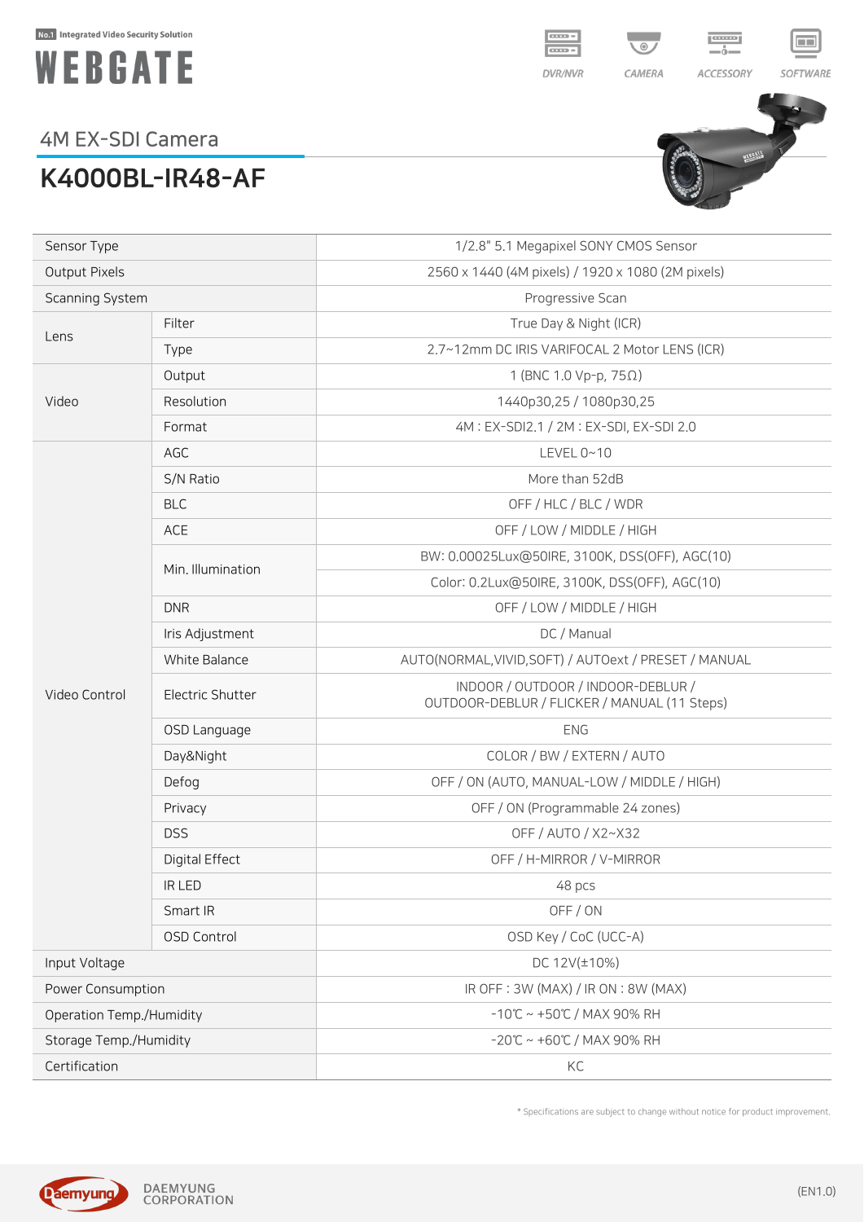No.1 Integrated Video Security Solution

# WEBGATE

DVR/NVR CAMERA ACCESSORY SOFTWARE

## 4M EX-SDI Camera

# K4000BL-IR48-AF

| | | |
|---|---|---|
| Sensor Type | | 1/2.8" 5.1 Megapixel SONY CMOS Sensor |
| Output Pixels | | 2560 x 1440 (4M pixels) / 1920 x 1080 (2M pixels) |
| Scanning System | | Progressive Scan |
| Lens | Filter | True Day & Night (ICR) |
| | Type | 2.7~12mm DC IRIS VARIFOCAL 2 Motor LENS (ICR) |
| Video | Output | 1 (BNC 1.0 Vp-p, 75Ω) |
| | Resolution | 1440p30,25 / 1080p30,25 |
| | Format | 4M : EX-SDI2.1 / 2M : EX-SDI, EX-SDI 2.0 |
| Video Control | AGC | LEVEL 0~10 |
| | S/N Ratio | More than 52dB |
| | BLC | OFF / HLC / BLC / WDR |
| | ACE | OFF / LOW / MIDDLE / HIGH |
| | Min. Illumination | BW: 0.00025Lux@50IRE, 3100K, DSS(OFF), AGC(10) |
| | | Color: 0.2Lux@50IRE, 3100K, DSS(OFF), AGC(10) |
| | DNR | OFF / LOW / MIDDLE / HIGH |
| | Iris Adjustment | DC / Manual |
| | White Balance | AUTO(NORMAL,VIVID,SOFT) / AUTOext / PRESET / MANUAL |
| | Electric Shutter | INDOOR / OUTDOOR / INDOOR-DEBLUR / OUTDOOR-DEBLUR / FLICKER / MANUAL (11 Steps) |
| | OSD Language | ENG |
| | Day&Night | COLOR / BW / EXTERN / AUTO |
| | Defog | OFF / ON (AUTO, MANUAL-LOW / MIDDLE / HIGH) |
| | Privacy | OFF / ON (Programmable 24 zones) |
| | DSS | OFF / AUTO / X2~X32 |
| | Digital Effect | OFF / H-MIRROR / V-MIRROR |
| | IR LED | 48 pcs |
| | Smart IR | OFF / ON |
| | OSD Control | OSD Key / CoC (UCC-A) |
| Input Voltage | | DC 12V(±10%) |
| Power Consumption | | IR OFF : 3W (MAX) / IR ON : 8W (MAX) |
| Operation Temp./Humidity | | -10℃ ~ +50℃ / MAX 90% RH |
| Storage Temp./Humidity | | -20℃ ~ +60℃ / MAX 90% RH |
| Certification | | KC |

* Specifications are subject to change without notice for product improvement.

Daemyung DAEMYUNG CORPORATION

(EN1.0)